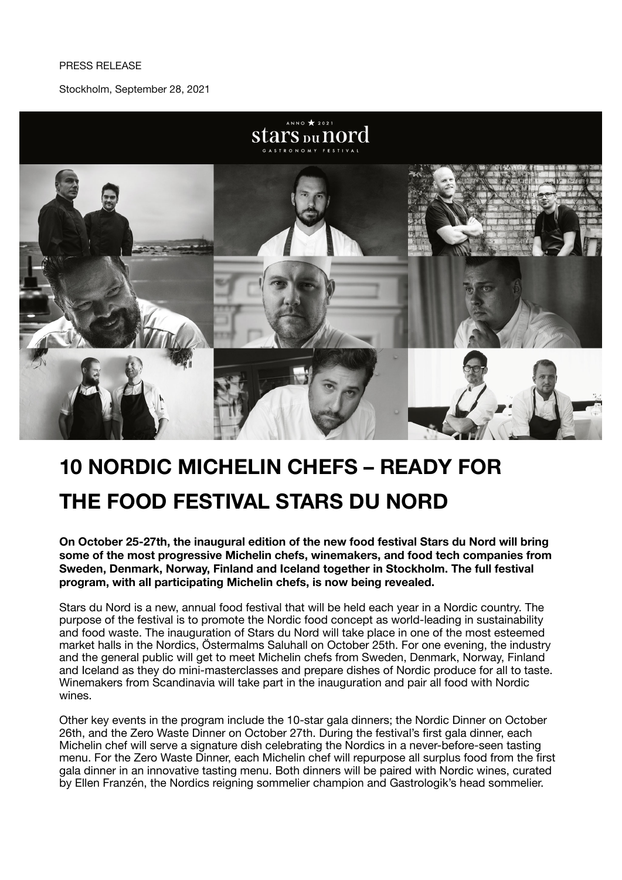PRESS RELEASE

Stockholm, September 28, 2021

# 10 NORDIC MICHELIN CHEFS – READY FOR THE FOOD FESTIVAL STARS DU NORD

**On October 25-27th, the inaugural edition of the new food festival Stars du Nord will bring some of the most progressive Michelin chefs, winemakers, and food tech companies from Sweden, Denmark, Norway, Finland and Iceland together in Stockholm. The full festival program, with all participating Michelin chefs, is now being revealed.**

Stars du Nord is a new, annual food festival that will be held each year in a Nordic country. The purpose of the festival is to promote the Nordic food concept as world-leading in sustainability and food waste. The inauguration of Stars du Nord will take place in one of the most esteemed market halls in the Nordics, Östermalms Saluhall on October 25th. For one evening, the industry and the general public will get to meet Michelin chefs from Sweden, Denmark, Norway, Finland and Iceland as they do mini-masterclasses and prepare dishes of Nordic produce for all to taste. Winemakers from Scandinavia will take part in the inauguration and pair all food with Nordic wines.

Other key events in the program include the 10-star gala dinners; the Nordic Dinner on October 26th, and the Zero Waste Dinner on October 27th. During the festival's first gala dinner, each Michelin chef will serve a signature dish celebrating the Nordics in a never-before-seen tasting menu. For the Zero Waste Dinner, each Michelin chef will repurpose all surplus food from the first gala dinner in an innovative tasting menu. Both dinners will be paired with Nordic wines, curated by Ellen Franzén, the Nordics reigning sommelier champion and Gastrologik's head sommelier.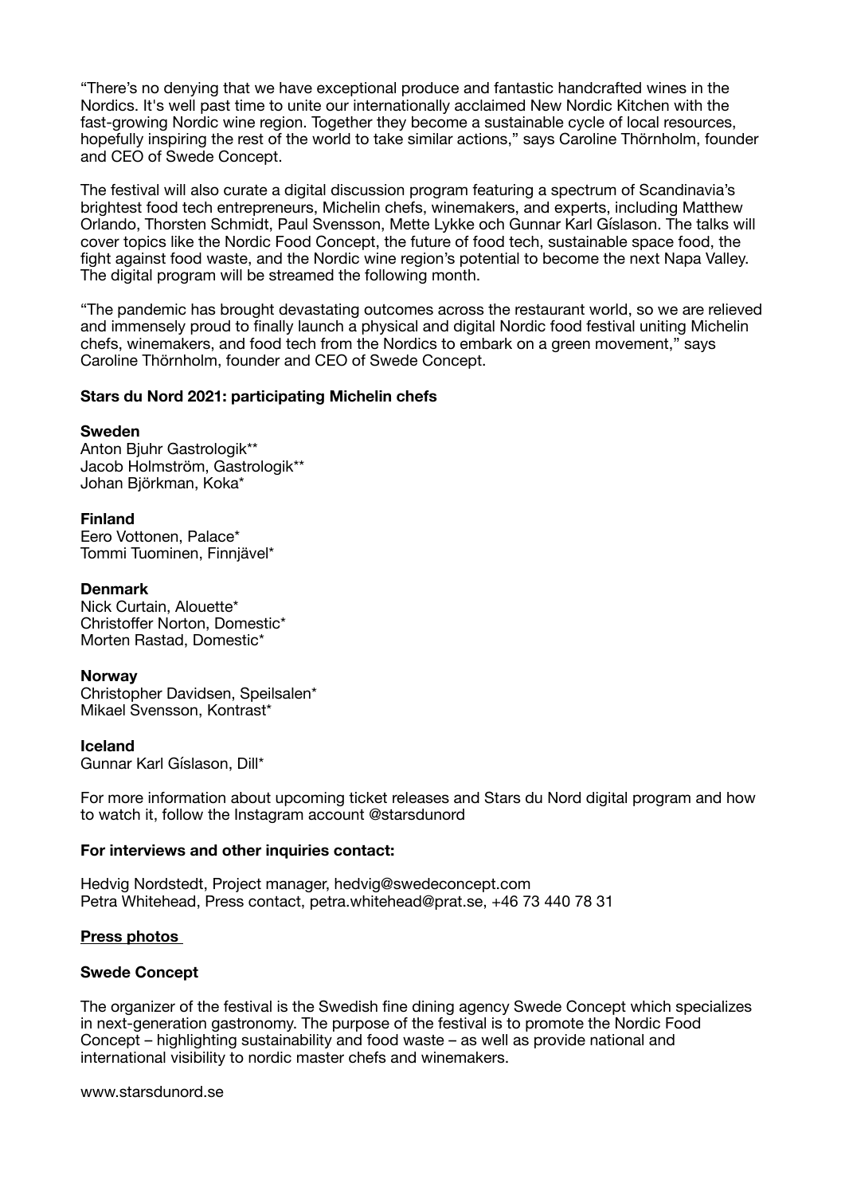"There's no denying that we have exceptional produce and fantastic handcrafted wines in the Nordics. It's well past time to unite our internationally acclaimed New Nordic Kitchen with the fast-growing Nordic wine region. Together they become a sustainable cycle of local resources, hopefully inspiring the rest of the world to take similar actions," says Caroline Thörnholm, founder and CEO of Swede Concept.

The festival will also curate a digital discussion program featuring a spectrum of Scandinavia's brightest food tech entrepreneurs, Michelin chefs, winemakers, and experts, including Matthew Orlando, Thorsten Schmidt, Paul Svensson, Mette Lykke och Gunnar Karl Gíslason. The talks will cover topics like the Nordic Food Concept, the future of food tech, sustainable space food, the fight against food waste, and the Nordic wine region's potential to become the next Napa Valley. The digital program will be streamed the following month.

"The pandemic has brought devastating outcomes across the restaurant world, so we are relieved and immensely proud to finally launch a physical and digital Nordic food festival uniting Michelin chefs, winemakers, and food tech from the Nordics to embark on a green movement," says Caroline Thörnholm, founder and CEO of Swede Concept.

**Stars du Nord 2021: participating Michelin chefs**

**Sweden**
Anton Bjuhr Gastrologik**
Jacob Holmström, Gastrologik**
Johan Björkman, Koka*

**Finland**
Eero Vottonen, Palace*
Tommi Tuominen, Finnjävel*

**Denmark**
Nick Curtain, Alouette*
Christoffer Norton, Domestic*
Morten Rastad, Domestic*

**Norway**
Christopher Davidsen, Speilsalen*
Mikael Svensson, Kontrast*

**Iceland**
Gunnar Karl Gíslason, Dill*

For more information about upcoming ticket releases and Stars du Nord digital program and how to watch it, follow the Instagram account @starsdunord

**For interviews and other inquiries contact:**

Hedvig Nordstedt, Project manager, hedvig@swedeconcept.com
Petra Whitehead, Press contact, petra.whitehead@prat.se, +46 73 440 78 31

**Press photos**

**Swede Concept**

The organizer of the festival is the Swedish fine dining agency Swede Concept which specializes in next-generation gastronomy. The purpose of the festival is to promote the Nordic Food Concept – highlighting sustainability and food waste – as well as provide national and international visibility to nordic master chefs and winemakers.

www.starsdunord.se